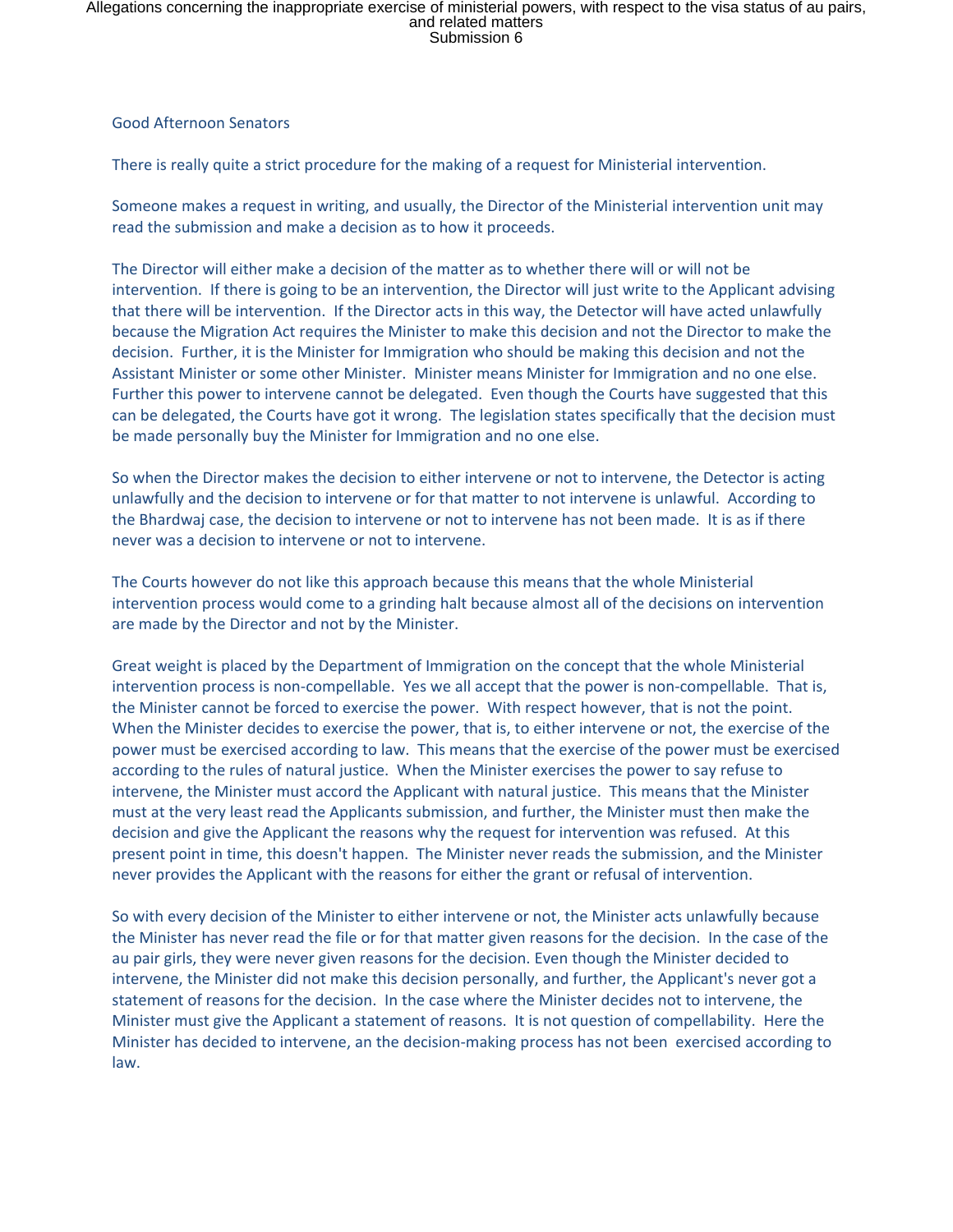Good Afternoon Senators

There is really quite a strict procedure for the making of a request for Ministerial intervention.

Someone makes a request in writing, and usually, the Director of the Ministerial intervention unit may read the submission and make a decision as to how it proceeds.

The Director will either make a decision of the matter as to whether there will or will not be intervention. If there is going to be an intervention, the Director will just write to the Applicant advising that there will be intervention. If the Director acts in this way, the Detector will have acted unlawfully because the Migration Act requires the Minister to make this decision and not the Director to make the decision. Further, it is the Minister for Immigration who should be making this decision and not the Assistant Minister or some other Minister. Minister means Minister for Immigration and no one else. Further this power to intervene cannot be delegated. Even though the Courts have suggested that this can be delegated, the Courts have got it wrong. The legislation states specifically that the decision must be made personally buy the Minister for Immigration and no one else.

So when the Director makes the decision to either intervene or not to intervene, the Detector is acting unlawfully and the decision to intervene or for that matter to not intervene is unlawful. According to the Bhardwaj case, the decision to intervene or not to intervene has not been made. It is as if there never was a decision to intervene or not to intervene.

The Courts however do not like this approach because this means that the whole Ministerial intervention process would come to a grinding halt because almost all of the decisions on intervention are made by the Director and not by the Minister.

Great weight is placed by the Department of Immigration on the concept that the whole Ministerial intervention process is non-compellable. Yes we all accept that the power is non-compellable. That is, the Minister cannot be forced to exercise the power. With respect however, that is not the point. When the Minister decides to exercise the power, that is, to either intervene or not, the exercise of the power must be exercised according to law. This means that the exercise of the power must be exercised according to the rules of natural justice. When the Minister exercises the power to say refuse to intervene, the Minister must accord the Applicant with natural justice. This means that the Minister must at the very least read the Applicants submission, and further, the Minister must then make the decision and give the Applicant the reasons why the request for intervention was refused. At this present point in time, this doesn't happen. The Minister never reads the submission, and the Minister never provides the Applicant with the reasons for either the grant or refusal of intervention.

So with every decision of the Minister to either intervene or not, the Minister acts unlawfully because the Minister has never read the file or for that matter given reasons for the decision. In the case of the au pair girls, they were never given reasons for the decision. Even though the Minister decided to intervene, the Minister did not make this decision personally, and further, the Applicant's never got a statement of reasons for the decision. In the case where the Minister decides not to intervene, the Minister must give the Applicant a statement of reasons. It is not question of compellability. Here the Minister has decided to intervene, an the decision-making process has not been exercised according to law.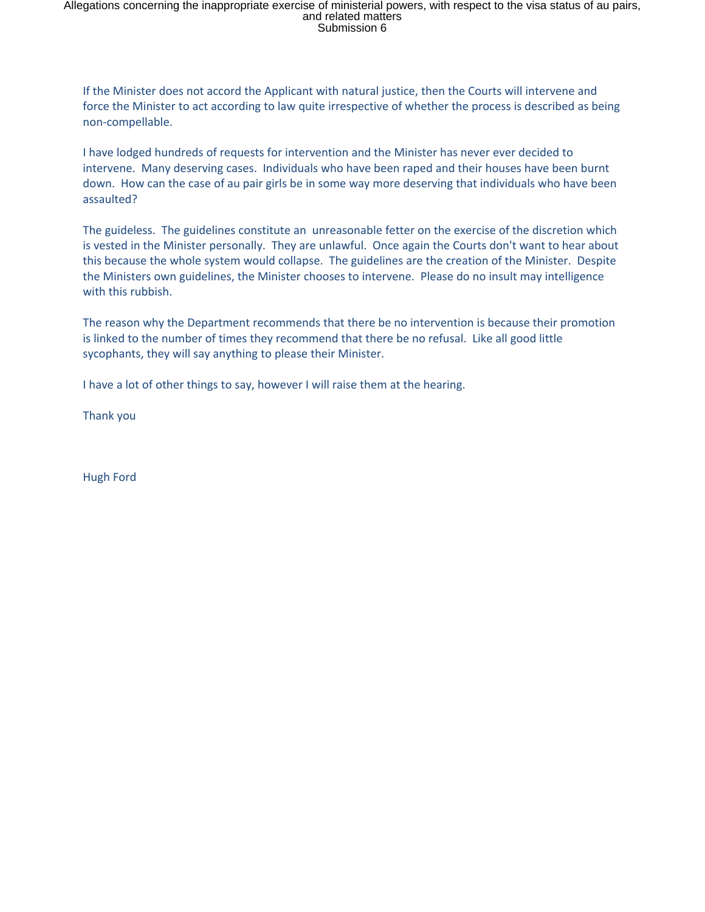If the Minister does not accord the Applicant with natural justice, then the Courts will intervene and force the Minister to act according to law quite irrespective of whether the process is described as being non-compellable.

I have lodged hundreds of requests for intervention and the Minister has never ever decided to intervene. Many deserving cases. Individuals who have been raped and their houses have been burnt down. How can the case of au pair girls be in some way more deserving that individuals who have been assaulted?

The guideless. The guidelines constitute an unreasonable fetter on the exercise of the discretion which is vested in the Minister personally. They are unlawful. Once again the Courts don't want to hear about this because the whole system would collapse. The guidelines are the creation of the Minister. Despite the Ministers own guidelines, the Minister chooses to intervene. Please do no insult may intelligence with this rubbish.

The reason why the Department recommends that there be no intervention is because their promotion is linked to the number of times they recommend that there be no refusal. Like all good little sycophants, they will say anything to please their Minister.

I have a lot of other things to say, however I will raise them at the hearing.

Thank you

Hugh Ford